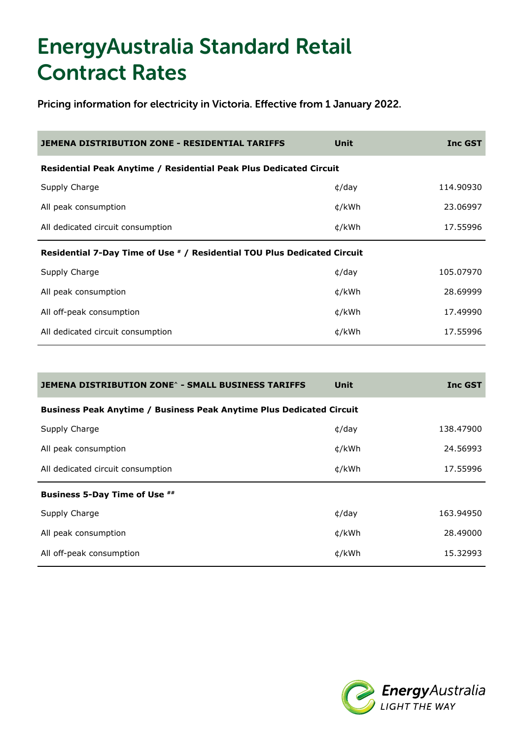# EnergyAustralia Standard Retail Contract Rates

Pricing information for electricity in Victoria. Effective from 1 January 2022.

| JEMENA DISTRIBUTION ZONE - RESIDENTIAL TARIFFS | Unit | Inc GST |
|---|---|---|
| **Residential Peak Anytime / Residential Peak Plus Dedicated Circuit** | | |
| Supply Charge | ¢/day | 114.90930 |
| All peak consumption | ¢/kWh | 23.06997 |
| All dedicated circuit consumption | ¢/kWh | 17.55996 |
| **Residential 7-Day Time of Use # / Residential TOU Plus Dedicated Circuit** | | |
| Supply Charge | ¢/day | 105.07970 |
| All peak consumption | ¢/kWh | 28.69999 |
| All off-peak consumption | ¢/kWh | 17.49990 |
| All dedicated circuit consumption | ¢/kWh | 17.55996 |

| JEMENA DISTRIBUTION ZONE^ - SMALL BUSINESS TARIFFS | Unit | Inc GST |
|---|---|---|
| **Business Peak Anytime / Business Peak Anytime Plus Dedicated Circuit** | | |
| Supply Charge | ¢/day | 138.47900 |
| All peak consumption | ¢/kWh | 24.56993 |
| All dedicated circuit consumption | ¢/kWh | 17.55996 |
| **Business 5-Day Time of Use ##** | | |
| Supply Charge | ¢/day | 163.94950 |
| All peak consumption | ¢/kWh | 28.49000 |
| All off-peak consumption | ¢/kWh | 15.32993 |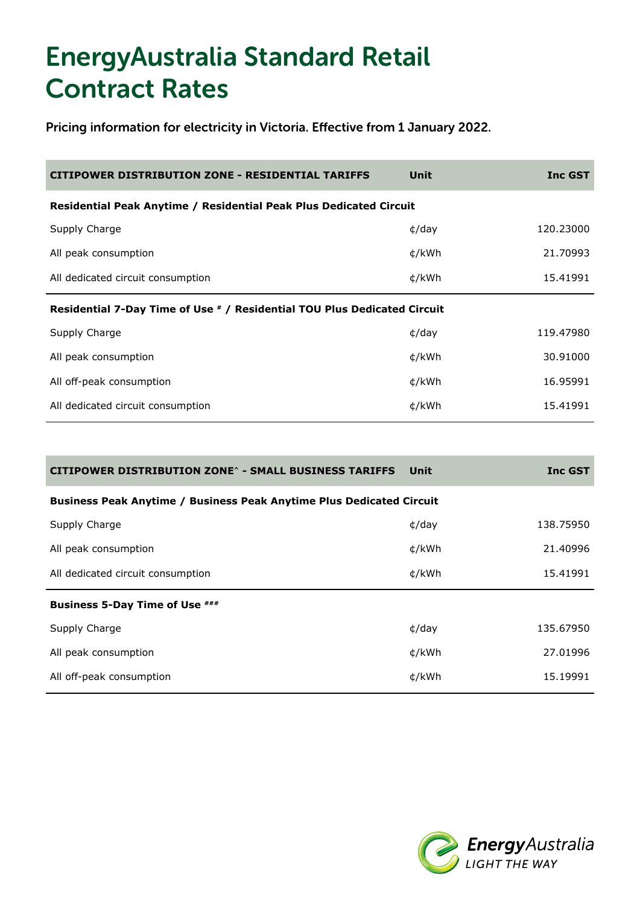# EnergyAustralia Standard Retail Contract Rates

Pricing information for electricity in Victoria. Effective from 1 January 2022.

| CITIPOWER DISTRIBUTION ZONE - RESIDENTIAL TARIFFS | Unit | Inc GST |
|---|---|---|
| **Residential Peak Anytime / Residential Peak Plus Dedicated Circuit** | | |
| Supply Charge | ¢/day | 120.23000 |
| All peak consumption | ¢/kWh | 21.70993 |
| All dedicated circuit consumption | ¢/kWh | 15.41991 |
| **Residential 7-Day Time of Use # / Residential TOU Plus Dedicated Circuit** | | |
| Supply Charge | ¢/day | 119.47980 |
| All peak consumption | ¢/kWh | 30.91000 |
| All off-peak consumption | ¢/kWh | 16.95991 |
| All dedicated circuit consumption | ¢/kWh | 15.41991 |

| CITIPOWER DISTRIBUTION ZONE^ - SMALL BUSINESS TARIFFS | Unit | Inc GST |
|---|---|---|
| **Business Peak Anytime / Business Peak Anytime Plus Dedicated Circuit** | | |
| Supply Charge | ¢/day | 138.75950 |
| All peak consumption | ¢/kWh | 21.40996 |
| All dedicated circuit consumption | ¢/kWh | 15.41991 |
| **Business 5-Day Time of Use ###** | | |
| Supply Charge | ¢/day | 135.67950 |
| All peak consumption | ¢/kWh | 27.01996 |
| All off-peak consumption | ¢/kWh | 15.19991 |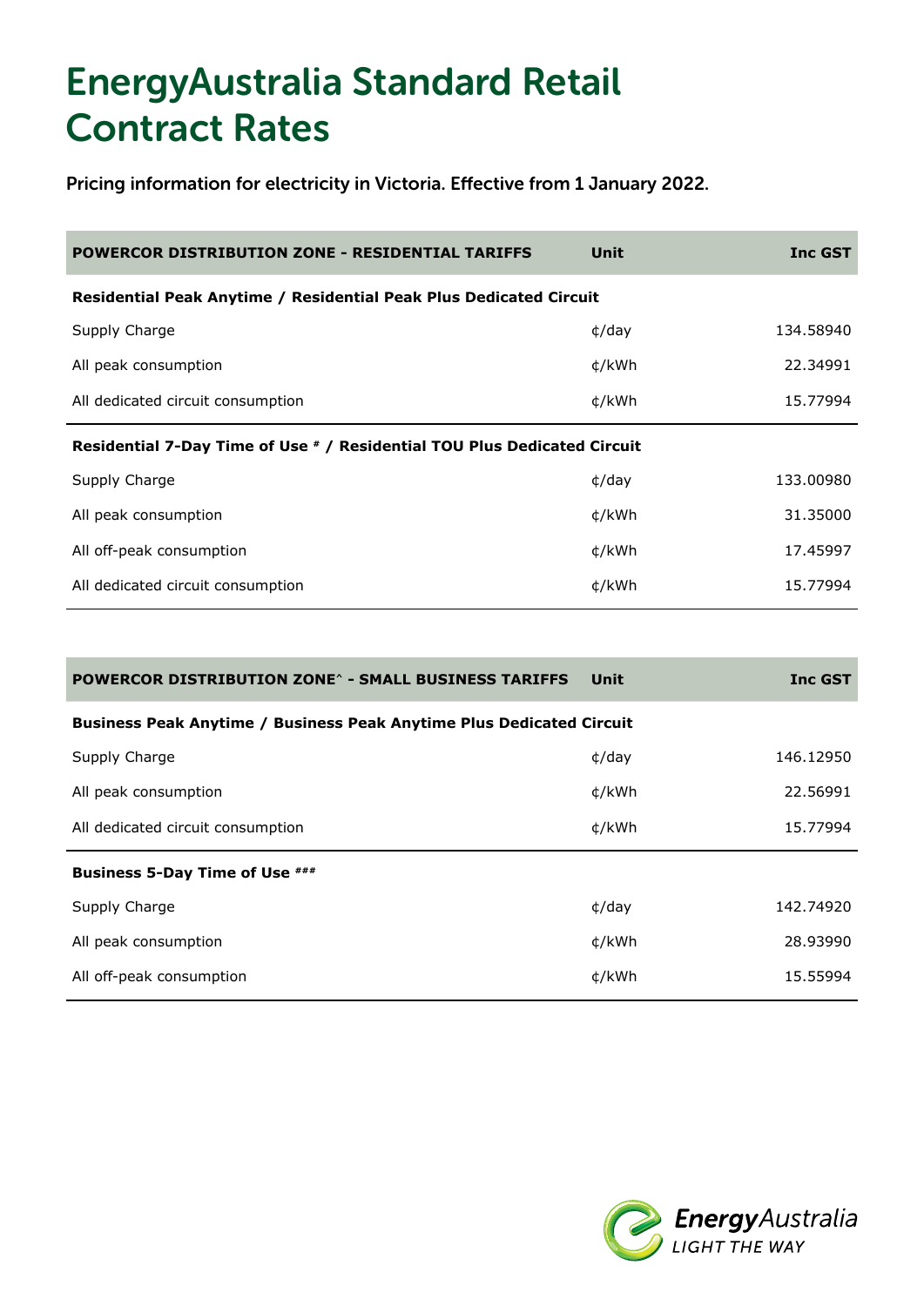# EnergyAustralia Standard Retail Contract Rates

Pricing information for electricity in Victoria. Effective from 1 January 2022.

| POWERCOR DISTRIBUTION ZONE - RESIDENTIAL TARIFFS | Unit | Inc GST |
|---|---|---|
| **Residential Peak Anytime / Residential Peak Plus Dedicated Circuit** | | |
| Supply Charge | ¢/day | 134.58940 |
| All peak consumption | ¢/kWh | 22.34991 |
| All dedicated circuit consumption | ¢/kWh | 15.77994 |
| **Residential 7-Day Time of Use # / Residential TOU Plus Dedicated Circuit** | | |
| Supply Charge | ¢/day | 133.00980 |
| All peak consumption | ¢/kWh | 31.35000 |
| All off-peak consumption | ¢/kWh | 17.45997 |
| All dedicated circuit consumption | ¢/kWh | 15.77994 |

| POWERCOR DISTRIBUTION ZONE^ - SMALL BUSINESS TARIFFS | Unit | Inc GST |
|---|---|---|
| **Business Peak Anytime / Business Peak Anytime Plus Dedicated Circuit** | | |
| Supply Charge | ¢/day | 146.12950 |
| All peak consumption | ¢/kWh | 22.56991 |
| All dedicated circuit consumption | ¢/kWh | 15.77994 |
| **Business 5-Day Time of Use ###** | | |
| Supply Charge | ¢/day | 142.74920 |
| All peak consumption | ¢/kWh | 28.93990 |
| All off-peak consumption | ¢/kWh | 15.55994 |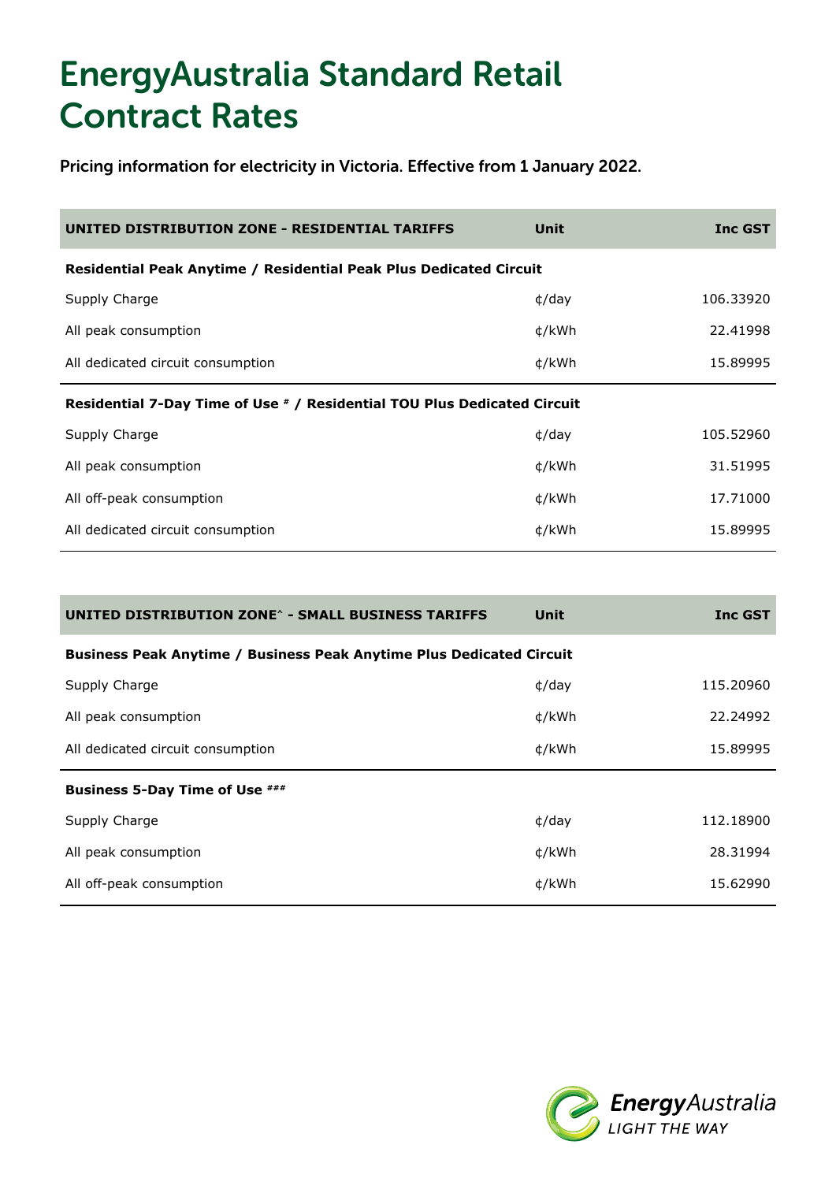# EnergyAustralia Standard Retail Contract Rates

Pricing information for electricity in Victoria. Effective from 1 January 2022.

| UNITED DISTRIBUTION ZONE - RESIDENTIAL TARIFFS | Unit | Inc GST |
|---|---|---|
| **Residential Peak Anytime / Residential Peak Plus Dedicated Circuit** | | |
| Supply Charge | ¢/day | 106.33920 |
| All peak consumption | ¢/kWh | 22.41998 |
| All dedicated circuit consumption | ¢/kWh | 15.89995 |
| **Residential 7-Day Time of Use # / Residential TOU Plus Dedicated Circuit** | | |
| Supply Charge | ¢/day | 105.52960 |
| All peak consumption | ¢/kWh | 31.51995 |
| All off-peak consumption | ¢/kWh | 17.71000 |
| All dedicated circuit consumption | ¢/kWh | 15.89995 |

| UNITED DISTRIBUTION ZONE^ - SMALL BUSINESS TARIFFS | Unit | Inc GST |
|---|---|---|
| **Business Peak Anytime / Business Peak Anytime Plus Dedicated Circuit** | | |
| Supply Charge | ¢/day | 115.20960 |
| All peak consumption | ¢/kWh | 22.24992 |
| All dedicated circuit consumption | ¢/kWh | 15.89995 |
| **Business 5-Day Time of Use ###** | | |
| Supply Charge | ¢/day | 112.18900 |
| All peak consumption | ¢/kWh | 28.31994 |
| All off-peak consumption | ¢/kWh | 15.62990 |

EnergyAustralia
LIGHT THE WAY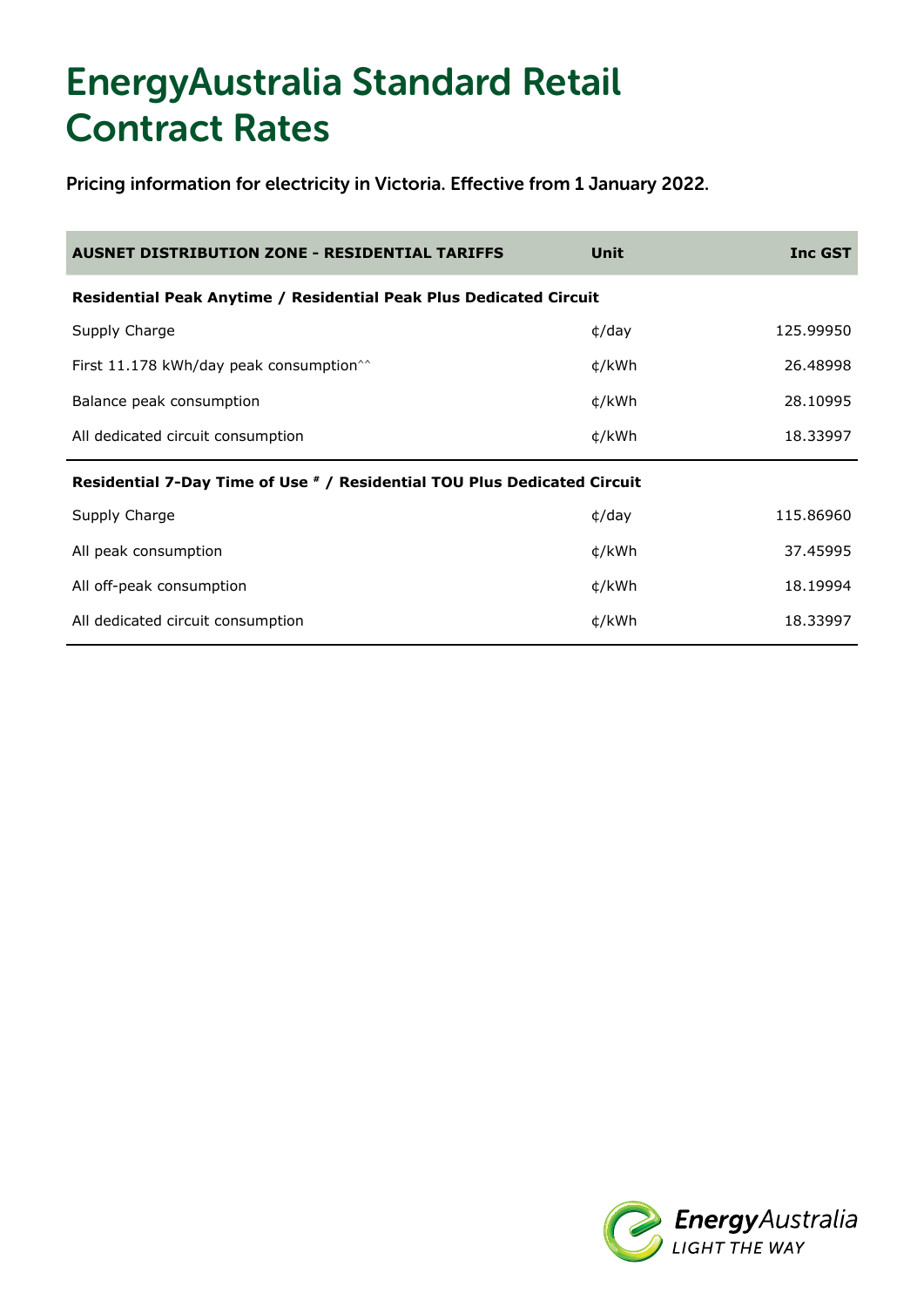# EnergyAustralia Standard Retail Contract Rates

Pricing information for electricity in Victoria. Effective from 1 January 2022.

| AUSNET DISTRIBUTION ZONE - RESIDENTIAL TARIFFS | Unit | Inc GST |
|---|---|---|
| **Residential Peak Anytime / Residential Peak Plus Dedicated Circuit** | | |
| Supply Charge | ¢/day | 125.99950 |
| First 11.178 kWh/day peak consumption^^ | ¢/kWh | 26.48998 |
| Balance peak consumption | ¢/kWh | 28.10995 |
| All dedicated circuit consumption | ¢/kWh | 18.33997 |
| **Residential 7-Day Time of Use # / Residential TOU Plus Dedicated Circuit** | | |
| Supply Charge | ¢/day | 115.86960 |
| All peak consumption | ¢/kWh | 37.45995 |
| All off-peak consumption | ¢/kWh | 18.19994 |
| All dedicated circuit consumption | ¢/kWh | 18.33997 |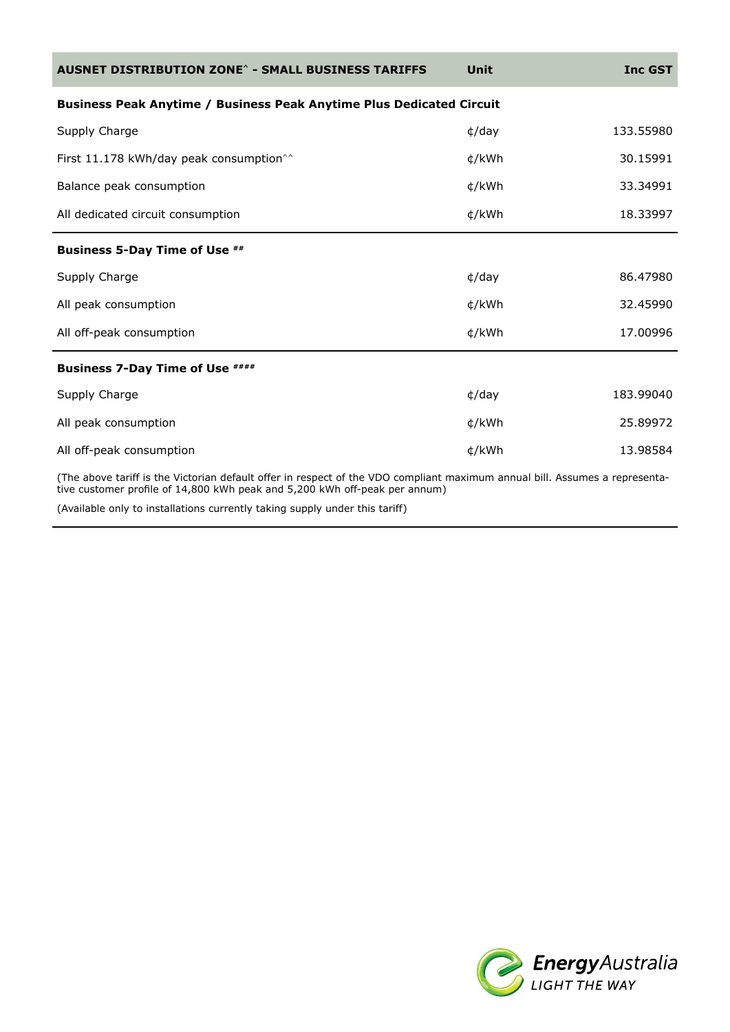| AUSNET DISTRIBUTION ZONE^ - SMALL BUSINESS TARIFFS | Unit | Inc GST |
|---|---|---|
| **Business Peak Anytime / Business Peak Anytime Plus Dedicated Circuit** | | |
| Supply Charge | ¢/day | 133.55980 |
| First 11.178 kWh/day peak consumption^^ | ¢/kWh | 30.15991 |
| Balance peak consumption | ¢/kWh | 33.34991 |
| All dedicated circuit consumption | ¢/kWh | 18.33997 |
| **Business 5-Day Time of Use ##** | | |
| Supply Charge | ¢/day | 86.47980 |
| All peak consumption | ¢/kWh | 32.45990 |
| All off-peak consumption | ¢/kWh | 17.00996 |
| **Business 7-Day Time of Use ####** | | |
| Supply Charge | ¢/day | 183.99040 |
| All peak consumption | ¢/kWh | 25.89972 |
| All off-peak consumption | ¢/kWh | 13.98584 |

(The above tariff is the Victorian default offer in respect of the VDO compliant maximum annual bill. Assumes a representative customer profile of 14,800 kWh peak and 5,200 kWh off-peak per annum)

(Available only to installations currently taking supply under this tariff)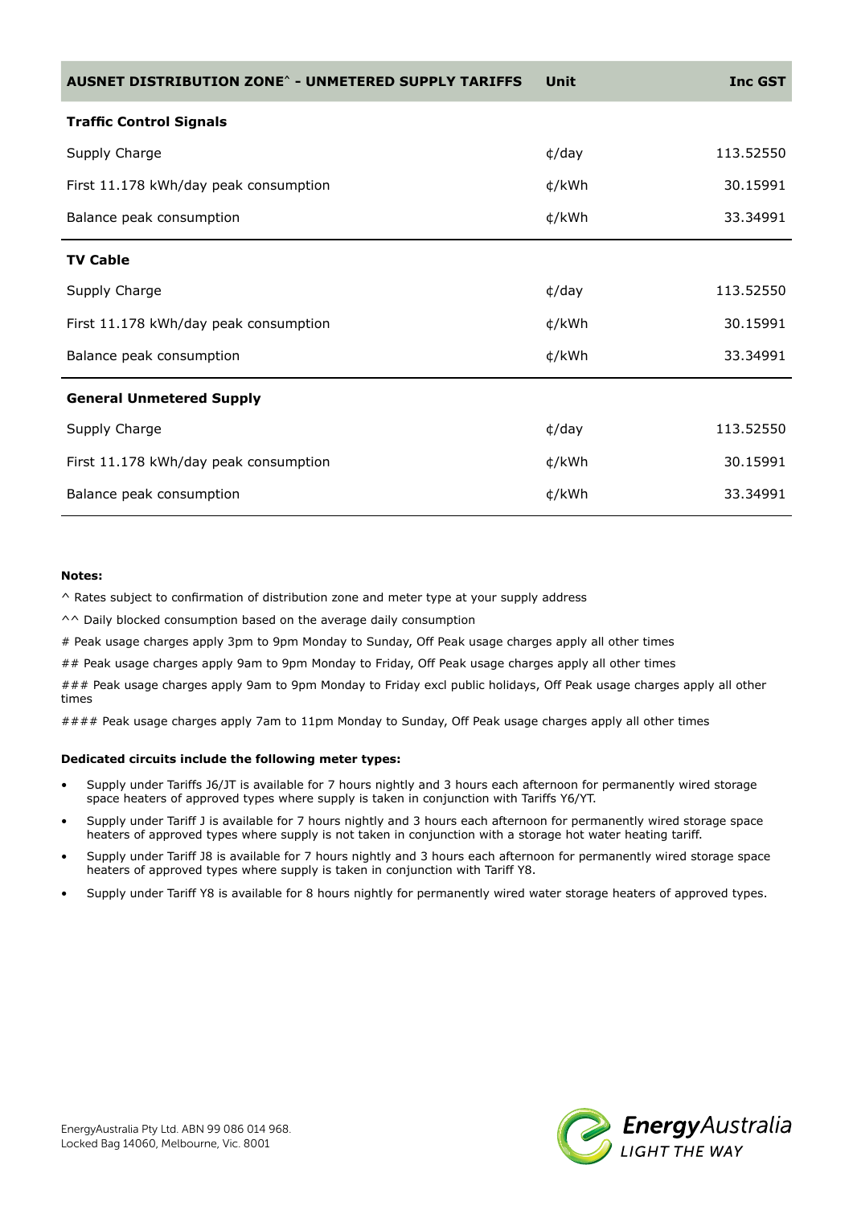| AUSNET DISTRIBUTION ZONE^ - UNMETERED SUPPLY TARIFFS | Unit | Inc GST |
|---|---|---|
| **Traffic Control Signals** | | |
| Supply Charge | ¢/day | 113.52550 |
| First 11.178 kWh/day peak consumption | ¢/kWh | 30.15991 |
| Balance peak consumption | ¢/kWh | 33.34991 |
| **TV Cable** | | |
| Supply Charge | ¢/day | 113.52550 |
| First 11.178 kWh/day peak consumption | ¢/kWh | 30.15991 |
| Balance peak consumption | ¢/kWh | 33.34991 |
| **General Unmetered Supply** | | |
| Supply Charge | ¢/day | 113.52550 |
| First 11.178 kWh/day peak consumption | ¢/kWh | 30.15991 |
| Balance peak consumption | ¢/kWh | 33.34991 |

**Notes:**

^ Rates subject to confirmation of distribution zone and meter type at your supply address

^^ Daily blocked consumption based on the average daily consumption

# Peak usage charges apply 3pm to 9pm Monday to Sunday, Off Peak usage charges apply all other times

## Peak usage charges apply 9am to 9pm Monday to Friday, Off Peak usage charges apply all other times

### Peak usage charges apply 9am to 9pm Monday to Friday excl public holidays, Off Peak usage charges apply all other times

#### Peak usage charges apply 7am to 11pm Monday to Sunday, Off Peak usage charges apply all other times

**Dedicated circuits include the following meter types:**

- Supply under Tariffs J6/JT is available for 7 hours nightly and 3 hours each afternoon for permanently wired storage space heaters of approved types where supply is taken in conjunction with Tariffs Y6/YT.
- Supply under Tariff J is available for 7 hours nightly and 3 hours each afternoon for permanently wired storage space heaters of approved types where supply is not taken in conjunction with a storage hot water heating tariff.
- Supply under Tariff J8 is available for 7 hours nightly and 3 hours each afternoon for permanently wired storage space heaters of approved types where supply is taken in conjunction with Tariff Y8.
- Supply under Tariff Y8 is available for 8 hours nightly for permanently wired water storage heaters of approved types.

EnergyAustralia Pty Ltd. ABN 99 086 014 968.
Locked Bag 14060, Melbourne, Vic. 8001

EnergyAustralia LIGHT THE WAY